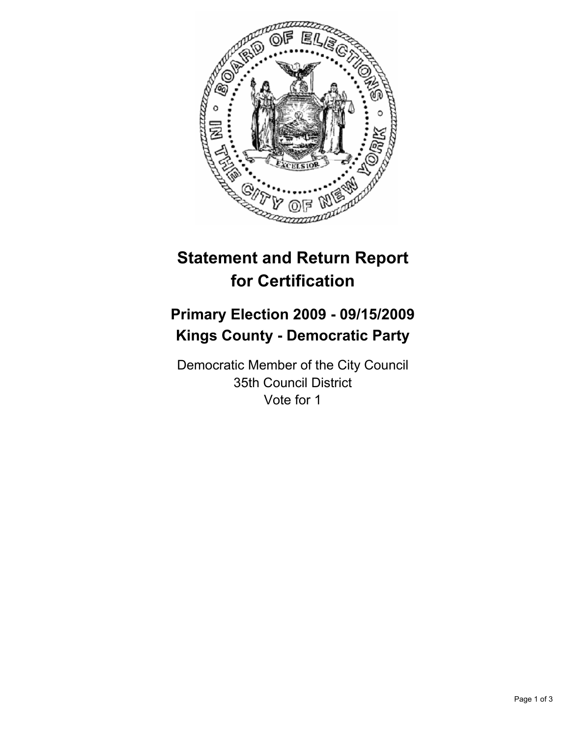# Statement and Return Report for Certification

## Primary Election 2009 - 09/15/2009
## Kings County - Democratic Party

Democratic Member of the City Council
35th Council District
Vote for 1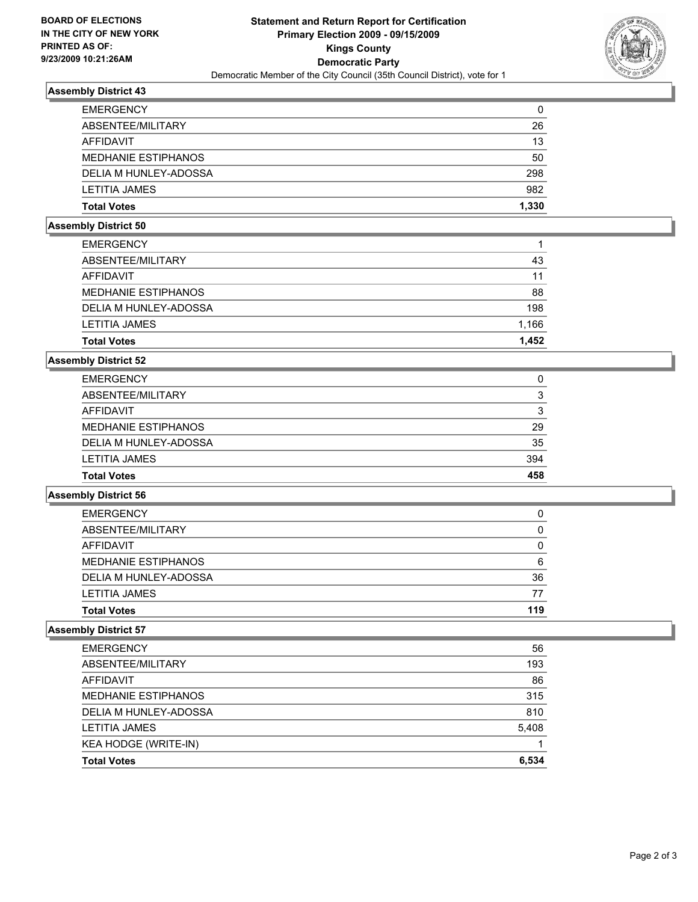**BOARD OF ELECTIONS IN THE CITY OF NEW YORK PRINTED AS OF: 9/23/2009 10:21:26AM**

# Statement and Return Report for Certification
## Primary Election 2009 - 09/15/2009
## Kings County
## Democratic Party
Democratic Member of the City Council (35th Council District), vote for 1

### Assembly District 43

| | |
|---|---|
| EMERGENCY | 0 |
| ABSENTEE/MILITARY | 26 |
| AFFIDAVIT | 13 |
| MEDHANIE ESTIPHANOS | 50 |
| DELIA M HUNLEY-ADOSSA | 298 |
| LETITIA JAMES | 982 |
| **Total Votes** | **1,330** |

### Assembly District 50

| | |
|---|---|
| EMERGENCY | 1 |
| ABSENTEE/MILITARY | 43 |
| AFFIDAVIT | 11 |
| MEDHANIE ESTIPHANOS | 88 |
| DELIA M HUNLEY-ADOSSA | 198 |
| LETITIA JAMES | 1,166 |
| **Total Votes** | **1,452** |

### Assembly District 52

| | |
|---|---|
| EMERGENCY | 0 |
| ABSENTEE/MILITARY | 3 |
| AFFIDAVIT | 3 |
| MEDHANIE ESTIPHANOS | 29 |
| DELIA M HUNLEY-ADOSSA | 35 |
| LETITIA JAMES | 394 |
| **Total Votes** | **458** |

### Assembly District 56

| | |
|---|---|
| EMERGENCY | 0 |
| ABSENTEE/MILITARY | 0 |
| AFFIDAVIT | 0 |
| MEDHANIE ESTIPHANOS | 6 |
| DELIA M HUNLEY-ADOSSA | 36 |
| LETITIA JAMES | 77 |
| **Total Votes** | **119** |

### Assembly District 57

| | |
|---|---|
| EMERGENCY | 56 |
| ABSENTEE/MILITARY | 193 |
| AFFIDAVIT | 86 |
| MEDHANIE ESTIPHANOS | 315 |
| DELIA M HUNLEY-ADOSSA | 810 |
| LETITIA JAMES | 5,408 |
| KEA HODGE (WRITE-IN) | 1 |
| **Total Votes** | **6,534** |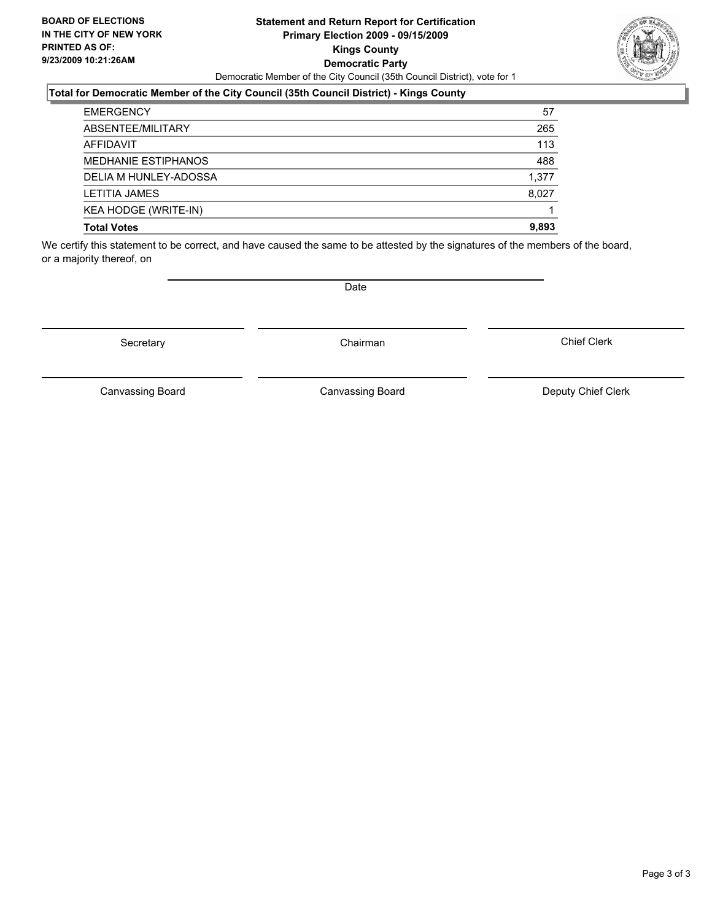**BOARD OF ELECTIONS IN THE CITY OF NEW YORK PRINTED AS OF: 9/23/2009 10:21:26AM**

**Statement and Return Report for Certification**
**Primary Election 2009 - 09/15/2009**
**Kings County**
**Democratic Party**
Democratic Member of the City Council (35th Council District), vote for 1

**Total for Democratic Member of the City Council (35th Council District) - Kings County**

| | |
|---|---|
| EMERGENCY | 57 |
| ABSENTEE/MILITARY | 265 |
| AFFIDAVIT | 113 |
| MEDHANIE ESTIPHANOS | 488 |
| DELIA M HUNLEY-ADOSSA | 1,377 |
| LETITIA JAMES | 8,027 |
| KEA HODGE (WRITE-IN) | 1 |
| **Total Votes** | **9,893** |

We certify this statement to be correct, and have caused the same to be attested by the signatures of the members of the board, or a majority thereof, on

Date

Secretary　　Chairman　　Chief Clerk

Canvassing Board　　Canvassing Board　　Deputy Chief Clerk